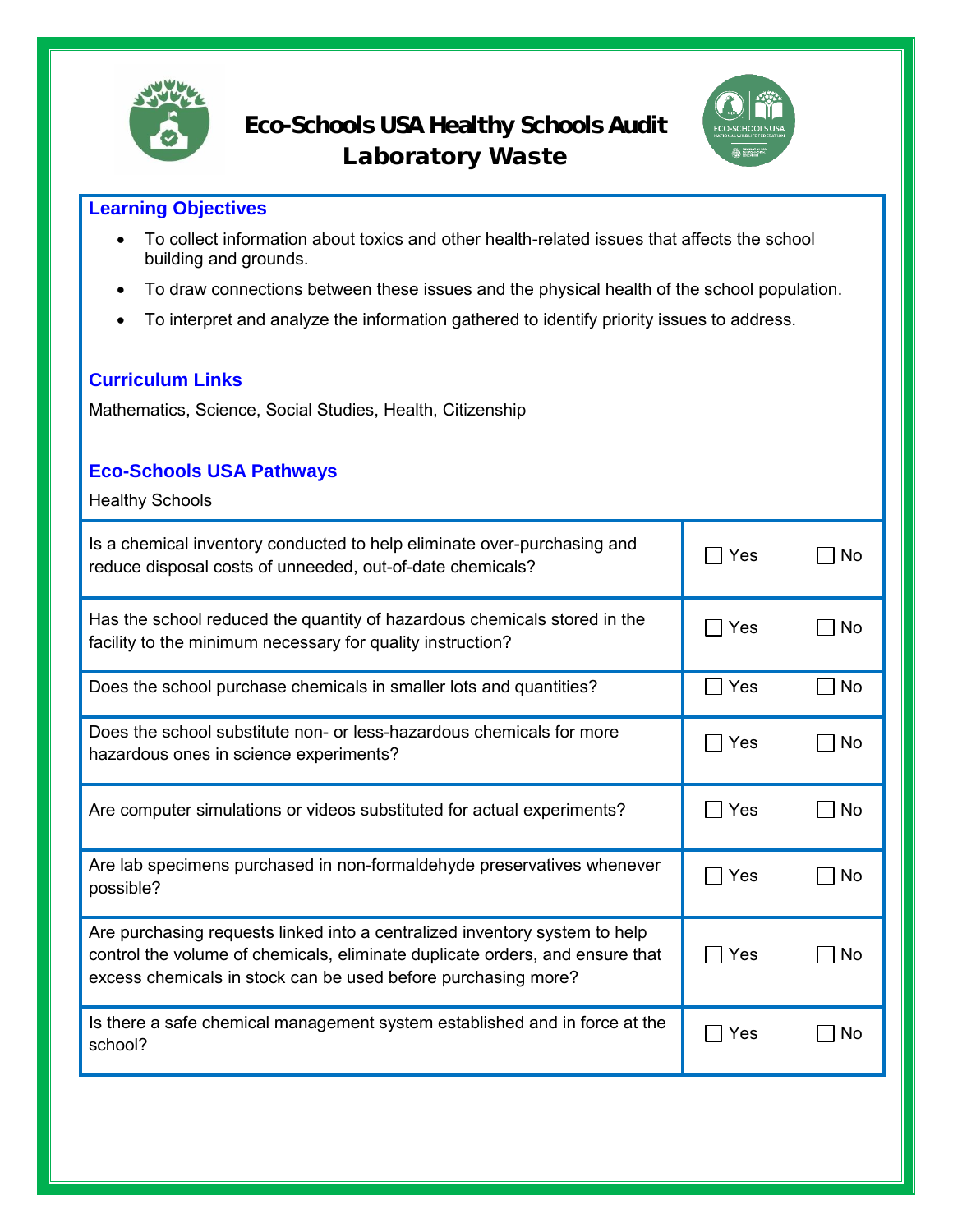# Eco-Schools USA Healthy Schools Audit

## Laboratory Waste

### Learning Objectives

- To collect information about toxics and other health-related issues that affects the school building and grounds.
- To draw connections between these issues and the physical health of the school population.
- To interpret and analyze the information gathered to identify priority issues to address.

### Curriculum Links

Mathematics, Science, Social Studies, Health, Citizenship

### Eco-Schools USA Pathways

Healthy Schools

| Question | Yes | No |
| --- | --- | --- |
| Is a chemical inventory conducted to help eliminate over-purchasing and reduce disposal costs of unneeded, out-of-date chemicals? | ☐ Yes | ☐ No |
| Has the school reduced the quantity of hazardous chemicals stored in the facility to the minimum necessary for quality instruction? | ☐ Yes | ☐ No |
| Does the school purchase chemicals in smaller lots and quantities? | ☐ Yes | ☐ No |
| Does the school substitute non- or less-hazardous chemicals for more hazardous ones in science experiments? | ☐ Yes | ☐ No |
| Are computer simulations or videos substituted for actual experiments? | ☐ Yes | ☐ No |
| Are lab specimens purchased in non-formaldehyde preservatives whenever possible? | ☐ Yes | ☐ No |
| Are purchasing requests linked into a centralized inventory system to help control the volume of chemicals, eliminate duplicate orders, and ensure that excess chemicals in stock can be used before purchasing more? | ☐ Yes | ☐ No |
| Is there a safe chemical management system established and in force at the school? | ☐ Yes | ☐ No |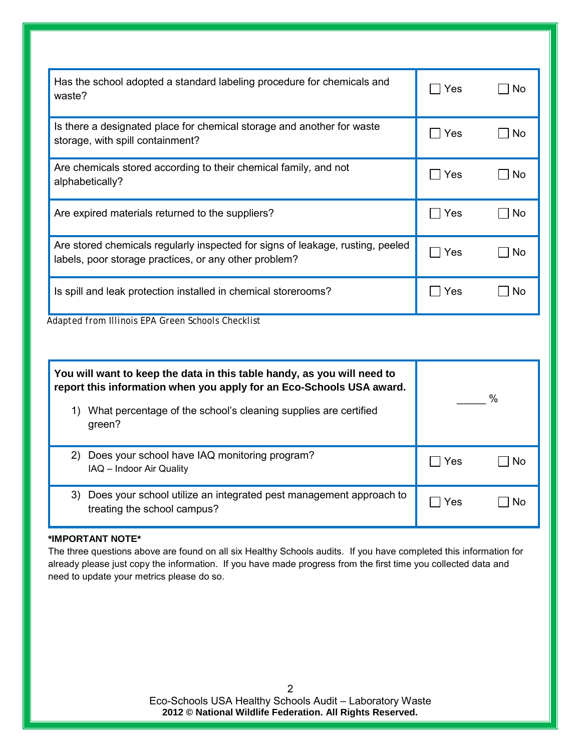| | |
|---|---|
| Has the school adopted a standard labeling procedure for chemicals and waste? | ☐ Yes ☐ No |
| Is there a designated place for chemical storage and another for waste storage, with spill containment? | ☐ Yes ☐ No |
| Are chemicals stored according to their chemical family, and not alphabetically? | ☐ Yes ☐ No |
| Are expired materials returned to the suppliers? | ☐ Yes ☐ No |
| Are stored chemicals regularly inspected for signs of leakage, rusting, peeled labels, poor storage practices, or any other problem? | ☐ Yes ☐ No |
| Is spill and leak protection installed in chemical storerooms? | ☐ Yes ☐ No |

*Adapted from Illinois EPA Green Schools Checklist*

| | |
|---|---|
| **You will want to keep the data in this table handy, as you will need to report this information when you apply for an Eco-Schools USA award.**<br>1) What percentage of the school's cleaning supplies are certified green? | _____ % |
| 2) Does your school have IAQ monitoring program?<br>IAQ – Indoor Air Quality | ☐ Yes ☐ No |
| 3) Does your school utilize an integrated pest management approach to treating the school campus? | ☐ Yes ☐ No |

**\*IMPORTANT NOTE\***

The three questions above are found on all six Healthy Schools audits. If you have completed this information for already please just copy the information. If you have made progress from the first time you collected data and need to update your metrics please do so.